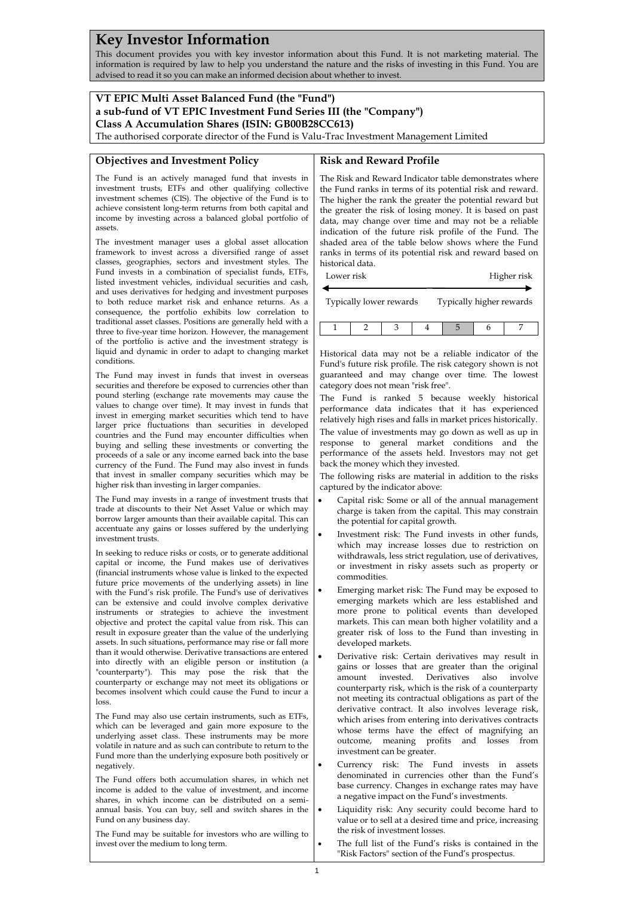# Key Investor Information

This document provides you with key investor information about this Fund. It is not marketing material. The information is required by law to help you understand the nature and the risks of investing in this Fund. You are advised to read it so you can make an informed decision about whether to invest.

**VT EPIC Multi Asset Balanced Fund (the "Fund")**
**a sub-fund of VT EPIC Investment Fund Series III (the "Company")**
**Class A Accumulation Shares (ISIN: GB00B28CC613)**
The authorised corporate director of the Fund is Valu-Trac Investment Management Limited

## Objectives and Investment Policy

The Fund is an actively managed fund that invests in investment trusts, ETFs and other qualifying collective investment schemes (CIS). The objective of the Fund is to achieve consistent long-term returns from both capital and income by investing across a balanced global portfolio of assets.

The investment manager uses a global asset allocation framework to invest across a diversified range of asset classes, geographies, sectors and investment styles. The Fund invests in a combination of specialist funds, ETFs, listed investment vehicles, individual securities and cash, and uses derivatives for hedging and investment purposes to both reduce market risk and enhance returns. As a consequence, the portfolio exhibits low correlation to traditional asset classes. Positions are generally held with a three to five-year time horizon. However, the management of the portfolio is active and the investment strategy is liquid and dynamic in order to adapt to changing market conditions.

The Fund may invest in funds that invest in overseas securities and therefore be exposed to currencies other than pound sterling (exchange rate movements may cause the values to change over time). It may invest in funds that invest in emerging market securities which tend to have larger price fluctuations than securities in developed countries and the Fund may encounter difficulties when buying and selling these investments or converting the proceeds of a sale or any income earned back into the base currency of the Fund. The Fund may also invest in funds that invest in smaller company securities which may be higher risk than investing in larger companies.

The Fund may invests in a range of investment trusts that trade at discounts to their Net Asset Value or which may borrow larger amounts than their available capital. This can accentuate any gains or losses suffered by the underlying investment trusts.

In seeking to reduce risks or costs, or to generate additional capital or income, the Fund makes use of derivatives (financial instruments whose value is linked to the expected future price movements of the underlying assets) in line with the Fund's risk profile. The Fund's use of derivatives can be extensive and could involve complex derivative instruments or strategies to achieve the investment objective and protect the capital value from risk. This can result in exposure greater than the value of the underlying assets. In such situations, performance may rise or fall more than it would otherwise. Derivative transactions are entered into directly with an eligible person or institution (a "counterparty"). This may pose the risk that the counterparty or exchange may not meet its obligations or becomes insolvent which could cause the Fund to incur a loss.

The Fund may also use certain instruments, such as ETFs, which can be leveraged and gain more exposure to the underlying asset class. These instruments may be more volatile in nature and as such can contribute to return to the Fund more than the underlying exposure both positively or negatively.

The Fund offers both accumulation shares, in which net income is added to the value of investment, and income shares, in which income can be distributed on a semi-annual basis. You can buy, sell and switch shares in the Fund on any business day.

The Fund may be suitable for investors who are willing to invest over the medium to long term.

## Risk and Reward Profile

The Risk and Reward Indicator table demonstrates where the Fund ranks in terms of its potential risk and reward. The higher the rank the greater the potential reward but the greater the risk of losing money. It is based on past data, may change over time and may not be a reliable indication of the future risk profile of the Fund. The shaded area of the table below shows where the Fund ranks in terms of its potential risk and reward based on historical data.

Lower risk — Higher risk

Typically lower rewards — Typically higher rewards

| | | | | | | |
|---|---|---|---|---|---|---|
| 1 | 2 | 3 | 4 | **5** | 6 | 7 |

Historical data may not be a reliable indicator of the Fund's future risk profile. The risk category shown is not guaranteed and may change over time. The lowest category does not mean "risk free".

The Fund is ranked 5 because weekly historical performance data indicates that it has experienced relatively high rises and falls in market prices historically.

The value of investments may go down as well as up in response to general market conditions and the performance of the assets held. Investors may not get back the money which they invested.

The following risks are material in addition to the risks captured by the indicator above:

- Capital risk: Some or all of the annual management charge is taken from the capital. This may constrain the potential for capital growth.
- Investment risk: The Fund invests in other funds, which may increase losses due to restriction on withdrawals, less strict regulation, use of derivatives, or investment in risky assets such as property or commodities.
- Emerging market risk: The Fund may be exposed to emerging markets which are less established and more prone to political events than developed markets. This can mean both higher volatility and a greater risk of loss to the Fund than investing in developed markets.
- Derivative risk: Certain derivatives may result in gains or losses that are greater than the original amount invested. Derivatives also involve counterparty risk, which is the risk of a counterparty not meeting its contractual obligations as part of the derivative contract. It also involves leverage risk, which arises from entering into derivatives contracts whose terms have the effect of magnifying an outcome, meaning profits and losses from investment can be greater.
- Currency risk: The Fund invests in assets denominated in currencies other than the Fund's base currency. Changes in exchange rates may have a negative impact on the Fund's investments.
- Liquidity risk: Any security could become hard to value or to sell at a desired time and price, increasing the risk of investment losses.
- The full list of the Fund's risks is contained in the "Risk Factors" section of the Fund's prospectus.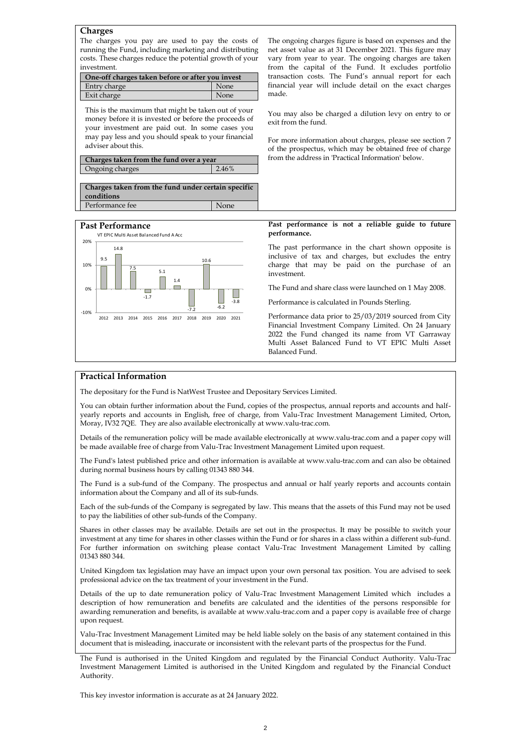## Charges

The charges you pay are used to pay the costs of running the Fund, including marketing and distributing costs. These charges reduce the potential growth of your investment.

| One-off charges taken before or after you invest | |
|---|---|
| Entry charge | None |
| Exit charge | None |

This is the maximum that might be taken out of your money before it is invested or before the proceeds of your investment are paid out. In some cases you may pay less and you should speak to your financial adviser about this.

| Charges taken from the fund over a year | |
|---|---|
| Ongoing charges | 2.46% |

| Charges taken from the fund under certain specific conditions | |
|---|---|
| Performance fee | None |

The ongoing charges figure is based on expenses and the net asset value as at 31 December 2021. This figure may vary from year to year. The ongoing charges are taken from the capital of the Fund. It excludes portfolio transaction costs. The Fund's annual report for each financial year will include detail on the exact charges made.

You may also be charged a dilution levy on entry to or exit from the fund.

For more information about charges, please see section 7 of the prospectus, which may be obtained free of charge from the address in 'Practical Information' below.

## Past Performance

VT EPIC Multi Asset Balanced Fund A Acc

20%
10%
0%
-10%

9.5
14.8
7.5
-1.7
5.1
1.4
-7.2
10.6
-6.2
-3.8

2012 2013 2014 2015 2016 2017 2018 2019 2020 2021

**Past performance is not a reliable guide to future performance.**

The past performance in the chart shown opposite is inclusive of tax and charges, but excludes the entry charge that may be paid on the purchase of an investment.

The Fund and share class were launched on 1 May 2008.

Performance is calculated in Pounds Sterling.

Performance data prior to 25/03/2019 sourced from City Financial Investment Company Limited. On 24 January 2022 the Fund changed its name from VT Garraway Multi Asset Balanced Fund to VT EPIC Multi Asset Balanced Fund.

## Practical Information

The depositary for the Fund is NatWest Trustee and Depositary Services Limited.

You can obtain further information about the Fund, copies of the prospectus, annual reports and accounts and half-yearly reports and accounts in English, free of charge, from Valu-Trac Investment Management Limited, Orton, Moray, IV32 7QE. They are also available electronically at www.valu-trac.com.

Details of the remuneration policy will be made available electronically at www.valu-trac.com and a paper copy will be made available free of charge from Valu-Trac Investment Management Limited upon request.

The Fund's latest published price and other information is available at www.valu-trac.com and can also be obtained during normal business hours by calling 01343 880 344.

The Fund is a sub-fund of the Company. The prospectus and annual or half yearly reports and accounts contain information about the Company and all of its sub-funds.

Each of the sub-funds of the Company is segregated by law. This means that the assets of this Fund may not be used to pay the liabilities of other sub-funds of the Company.

Shares in other classes may be available. Details are set out in the prospectus. It may be possible to switch your investment at any time for shares in other classes within the Fund or for shares in a class within a different sub-fund. For further information on switching please contact Valu-Trac Investment Management Limited by calling 01343 880 344.

United Kingdom tax legislation may have an impact upon your own personal tax position. You are advised to seek professional advice on the tax treatment of your investment in the Fund.

Details of the up to date remuneration policy of Valu-Trac Investment Management Limited which includes a description of how remuneration and benefits are calculated and the identities of the persons responsible for awarding remuneration and benefits, is available at www.valu-trac.com and a paper copy is available free of charge upon request.

Valu-Trac Investment Management Limited may be held liable solely on the basis of any statement contained in this document that is misleading, inaccurate or inconsistent with the relevant parts of the prospectus for the Fund.

The Fund is authorised in the United Kingdom and regulated by the Financial Conduct Authority. Valu-Trac Investment Management Limited is authorised in the United Kingdom and regulated by the Financial Conduct Authority.

This key investor information is accurate as at 24 January 2022.